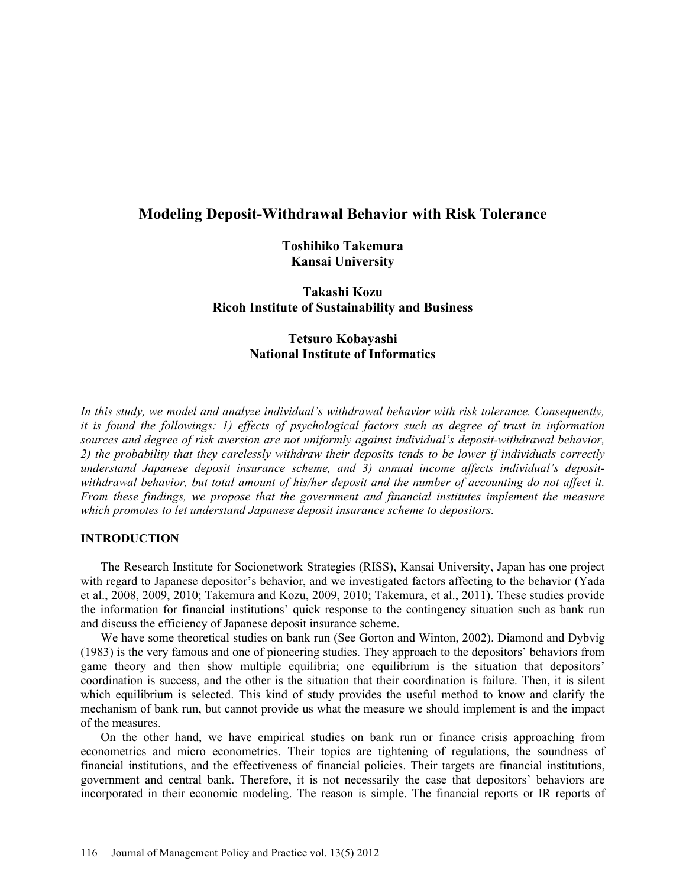# Modeling Deposit-Withdrawal Behavior with Risk Tolerance

**Toshihiko Takemura**
**Kansai University**

**Takashi Kozu**
**Ricoh Institute of Sustainability and Business**

**Tetsuro Kobayashi**
**National Institute of Informatics**

*In this study, we model and analyze individual's withdrawal behavior with risk tolerance. Consequently, it is found the followings: 1) effects of psychological factors such as degree of trust in information sources and degree of risk aversion are not uniformly against individual's deposit-withdrawal behavior, 2) the probability that they carelessly withdraw their deposits tends to be lower if individuals correctly understand Japanese deposit insurance scheme, and 3) annual income affects individual's deposit-withdrawal behavior, but total amount of his/her deposit and the number of accounting do not affect it. From these findings, we propose that the government and financial institutes implement the measure which promotes to let understand Japanese deposit insurance scheme to depositors.*

## INTRODUCTION

The Research Institute for Socionetwork Strategies (RISS), Kansai University, Japan has one project with regard to Japanese depositor's behavior, and we investigated factors affecting to the behavior (Yada et al., 2008, 2009, 2010; Takemura and Kozu, 2009, 2010; Takemura, et al., 2011). These studies provide the information for financial institutions' quick response to the contingency situation such as bank run and discuss the efficiency of Japanese deposit insurance scheme.

We have some theoretical studies on bank run (See Gorton and Winton, 2002). Diamond and Dybvig (1983) is the very famous and one of pioneering studies. They approach to the depositors' behaviors from game theory and then show multiple equilibria; one equilibrium is the situation that depositors' coordination is success, and the other is the situation that their coordination is failure. Then, it is silent which equilibrium is selected. This kind of study provides the useful method to know and clarify the mechanism of bank run, but cannot provide us what the measure we should implement is and the impact of the measures.

On the other hand, we have empirical studies on bank run or finance crisis approaching from econometrics and micro econometrics. Their topics are tightening of regulations, the soundness of financial institutions, and the effectiveness of financial policies. Their targets are financial institutions, government and central bank. Therefore, it is not necessarily the case that depositors' behaviors are incorporated in their economic modeling. The reason is simple. The financial reports or IR reports of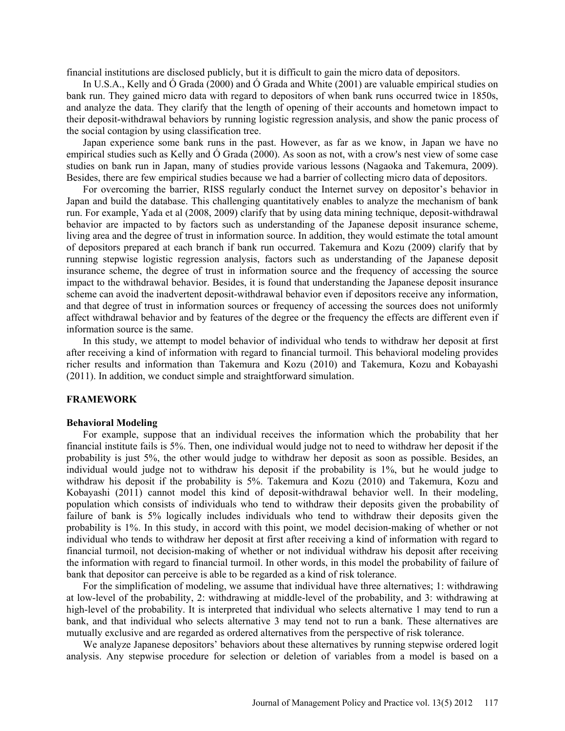financial institutions are disclosed publicly, but it is difficult to gain the micro data of depositors.

In U.S.A., Kelly and Ó Grada (2000) and Ó Grada and White (2001) are valuable empirical studies on bank run. They gained micro data with regard to depositors of when bank runs occurred twice in 1850s, and analyze the data. They clarify that the length of opening of their accounts and hometown impact to their deposit-withdrawal behaviors by running logistic regression analysis, and show the panic process of the social contagion by using classification tree.

Japan experience some bank runs in the past. However, as far as we know, in Japan we have no empirical studies such as Kelly and Ó Grada (2000). As soon as not, with a crow's nest view of some case studies on bank run in Japan, many of studies provide various lessons (Nagaoka and Takemura, 2009). Besides, there are few empirical studies because we had a barrier of collecting micro data of depositors.

For overcoming the barrier, RISS regularly conduct the Internet survey on depositor's behavior in Japan and build the database. This challenging quantitatively enables to analyze the mechanism of bank run. For example, Yada et al (2008, 2009) clarify that by using data mining technique, deposit-withdrawal behavior are impacted to by factors such as understanding of the Japanese deposit insurance scheme, living area and the degree of trust in information source. In addition, they would estimate the total amount of depositors prepared at each branch if bank run occurred. Takemura and Kozu (2009) clarify that by running stepwise logistic regression analysis, factors such as understanding of the Japanese deposit insurance scheme, the degree of trust in information source and the frequency of accessing the source impact to the withdrawal behavior. Besides, it is found that understanding the Japanese deposit insurance scheme can avoid the inadvertent deposit-withdrawal behavior even if depositors receive any information, and that degree of trust in information sources or frequency of accessing the sources does not uniformly affect withdrawal behavior and by features of the degree or the frequency the effects are different even if information source is the same.

In this study, we attempt to model behavior of individual who tends to withdraw her deposit at first after receiving a kind of information with regard to financial turmoil. This behavioral modeling provides richer results and information than Takemura and Kozu (2010) and Takemura, Kozu and Kobayashi (2011). In addition, we conduct simple and straightforward simulation.

## FRAMEWORK

### Behavioral Modeling

For example, suppose that an individual receives the information which the probability that her financial institute fails is 5%. Then, one individual would judge not to need to withdraw her deposit if the probability is just 5%, the other would judge to withdraw her deposit as soon as possible. Besides, an individual would judge not to withdraw his deposit if the probability is 1%, but he would judge to withdraw his deposit if the probability is 5%. Takemura and Kozu (2010) and Takemura, Kozu and Kobayashi (2011) cannot model this kind of deposit-withdrawal behavior well. In their modeling, population which consists of individuals who tend to withdraw their deposits given the probability of failure of bank is 5% logically includes individuals who tend to withdraw their deposits given the probability is 1%. In this study, in accord with this point, we model decision-making of whether or not individual who tends to withdraw her deposit at first after receiving a kind of information with regard to financial turmoil, not decision-making of whether or not individual withdraw his deposit after receiving the information with regard to financial turmoil. In other words, in this model the probability of failure of bank that depositor can perceive is able to be regarded as a kind of risk tolerance.

For the simplification of modeling, we assume that individual have three alternatives; 1: withdrawing at low-level of the probability, 2: withdrawing at middle-level of the probability, and 3: withdrawing at high-level of the probability. It is interpreted that individual who selects alternative 1 may tend to run a bank, and that individual who selects alternative 3 may tend not to run a bank. These alternatives are mutually exclusive and are regarded as ordered alternatives from the perspective of risk tolerance.

We analyze Japanese depositors' behaviors about these alternatives by running stepwise ordered logit analysis. Any stepwise procedure for selection or deletion of variables from a model is based on a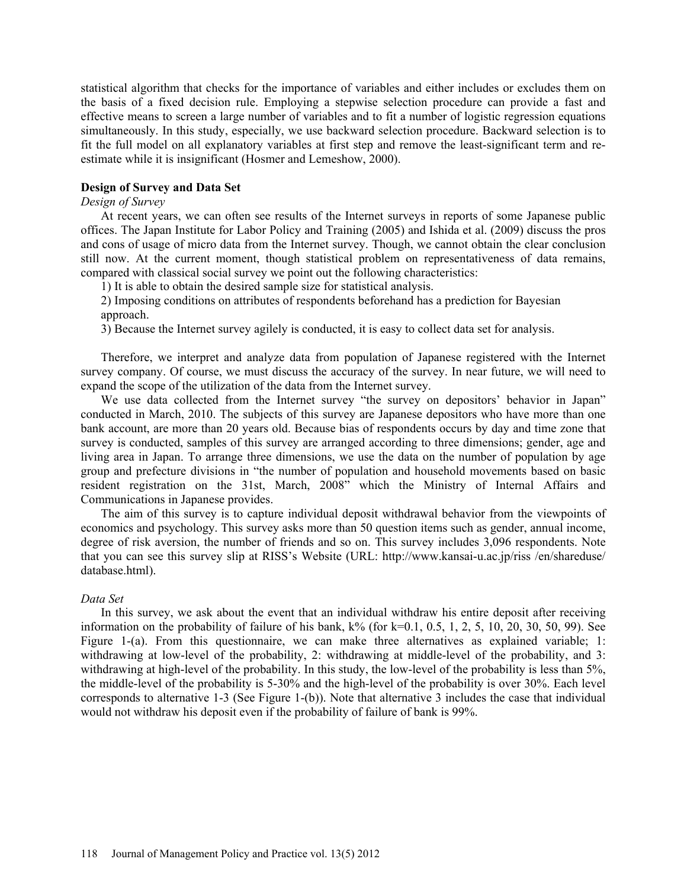statistical algorithm that checks for the importance of variables and either includes or excludes them on the basis of a fixed decision rule. Employing a stepwise selection procedure can provide a fast and effective means to screen a large number of variables and to fit a number of logistic regression equations simultaneously. In this study, especially, we use backward selection procedure. Backward selection is to fit the full model on all explanatory variables at first step and remove the least-significant term and re-estimate while it is insignificant (Hosmer and Lemeshow, 2000).

**Design of Survey and Data Set**

*Design of Survey*

At recent years, we can often see results of the Internet surveys in reports of some Japanese public offices. The Japan Institute for Labor Policy and Training (2005) and Ishida et al. (2009) discuss the pros and cons of usage of micro data from the Internet survey. Though, we cannot obtain the clear conclusion still now. At the current moment, though statistical problem on representativeness of data remains, compared with classical social survey we point out the following characteristics:

1) It is able to obtain the desired sample size for statistical analysis.
2) Imposing conditions on attributes of respondents beforehand has a prediction for Bayesian approach.
3) Because the Internet survey agilely is conducted, it is easy to collect data set for analysis.

Therefore, we interpret and analyze data from population of Japanese registered with the Internet survey company. Of course, we must discuss the accuracy of the survey. In near future, we will need to expand the scope of the utilization of the data from the Internet survey.

We use data collected from the Internet survey "the survey on depositors' behavior in Japan" conducted in March, 2010. The subjects of this survey are Japanese depositors who have more than one bank account, are more than 20 years old. Because bias of respondents occurs by day and time zone that survey is conducted, samples of this survey are arranged according to three dimensions; gender, age and living area in Japan. To arrange three dimensions, we use the data on the number of population by age group and prefecture divisions in "the number of population and household movements based on basic resident registration on the 31st, March, 2008" which the Ministry of Internal Affairs and Communications in Japanese provides.

The aim of this survey is to capture individual deposit withdrawal behavior from the viewpoints of economics and psychology. This survey asks more than 50 question items such as gender, annual income, degree of risk aversion, the number of friends and so on. This survey includes 3,096 respondents. Note that you can see this survey slip at RISS's Website (URL: http://www.kansai-u.ac.jp/riss /en/shareduse/ database.html).

*Data Set*

In this survey, we ask about the event that an individual withdraw his entire deposit after receiving information on the probability of failure of his bank, k% (for k=0.1, 0.5, 1, 2, 5, 10, 20, 30, 50, 99). See Figure 1-(a). From this questionnaire, we can make three alternatives as explained variable; 1: withdrawing at low-level of the probability, 2: withdrawing at middle-level of the probability, and 3: withdrawing at high-level of the probability. In this study, the low-level of the probability is less than 5%, the middle-level of the probability is 5-30% and the high-level of the probability is over 30%. Each level corresponds to alternative 1-3 (See Figure 1-(b)). Note that alternative 3 includes the case that individual would not withdraw his deposit even if the probability of failure of bank is 99%.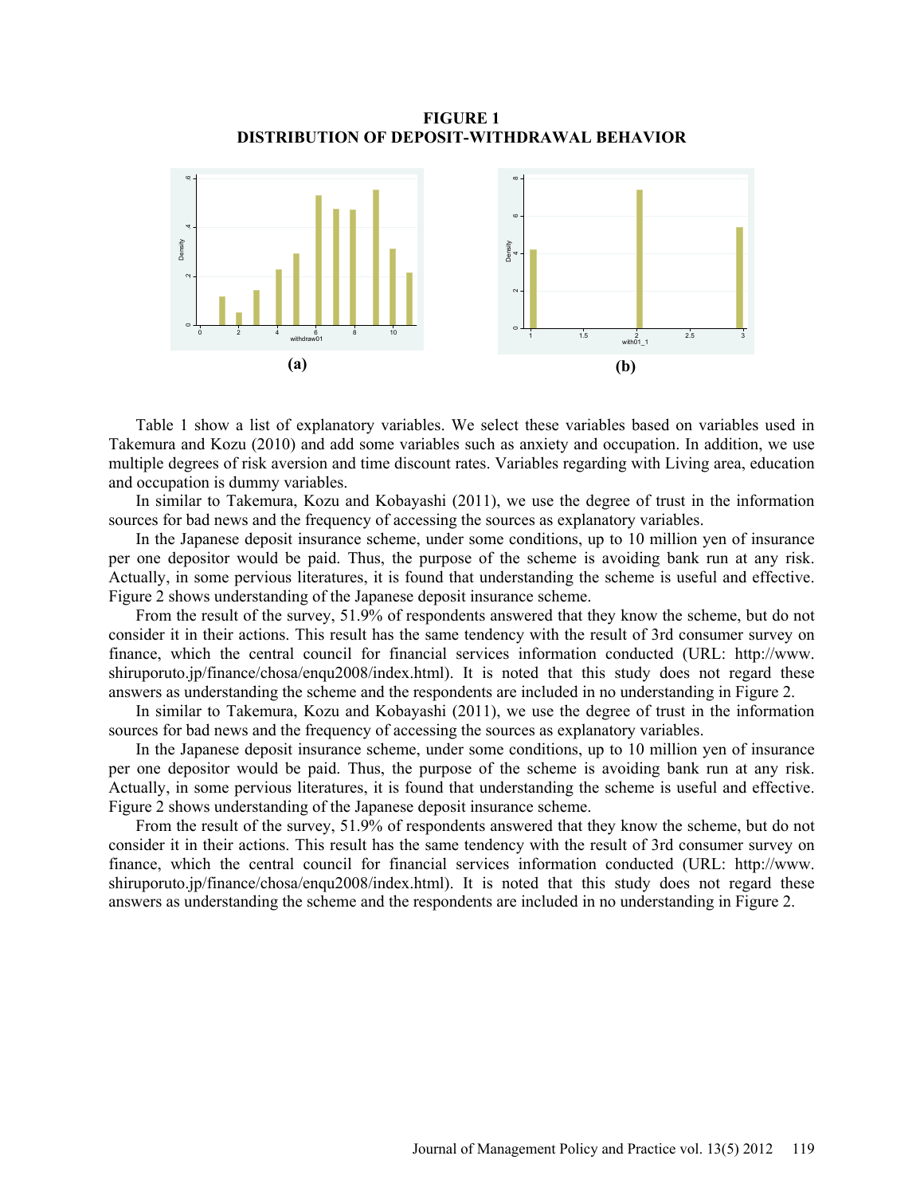**FIGURE 1**
**DISTRIBUTION OF DEPOSIT-WITHDRAWAL BEHAVIOR**

Density

0 .2 .4 .6

0 2 4 6 8 10

withdraw01

**(a)**

Density

0 .2 .4 .6 .8

1 1.5 2 2.5 3

with01_1

**(b)**

Table 1 show a list of explanatory variables. We select these variables based on variables used in Takemura and Kozu (2010) and add some variables such as anxiety and occupation. In addition, we use multiple degrees of risk aversion and time discount rates. Variables regarding with Living area, education and occupation is dummy variables.

In similar to Takemura, Kozu and Kobayashi (2011), we use the degree of trust in the information sources for bad news and the frequency of accessing the sources as explanatory variables.

In the Japanese deposit insurance scheme, under some conditions, up to 10 million yen of insurance per one depositor would be paid. Thus, the purpose of the scheme is avoiding bank run at any risk. Actually, in some pervious literatures, it is found that understanding the scheme is useful and effective. Figure 2 shows understanding of the Japanese deposit insurance scheme.

From the result of the survey, 51.9% of respondents answered that they know the scheme, but do not consider it in their actions. This result has the same tendency with the result of 3rd consumer survey on finance, which the central council for financial services information conducted (URL: http://www.shiruporuto.jp/finance/chosa/enqu2008/index.html). It is noted that this study does not regard these answers as understanding the scheme and the respondents are included in no understanding in Figure 2.

In similar to Takemura, Kozu and Kobayashi (2011), we use the degree of trust in the information sources for bad news and the frequency of accessing the sources as explanatory variables.

In the Japanese deposit insurance scheme, under some conditions, up to 10 million yen of insurance per one depositor would be paid. Thus, the purpose of the scheme is avoiding bank run at any risk. Actually, in some pervious literatures, it is found that understanding the scheme is useful and effective. Figure 2 shows understanding of the Japanese deposit insurance scheme.

From the result of the survey, 51.9% of respondents answered that they know the scheme, but do not consider it in their actions. This result has the same tendency with the result of 3rd consumer survey on finance, which the central council for financial services information conducted (URL: http://www.shiruporuto.jp/finance/chosa/enqu2008/index.html). It is noted that this study does not regard these answers as understanding the scheme and the respondents are included in no understanding in Figure 2.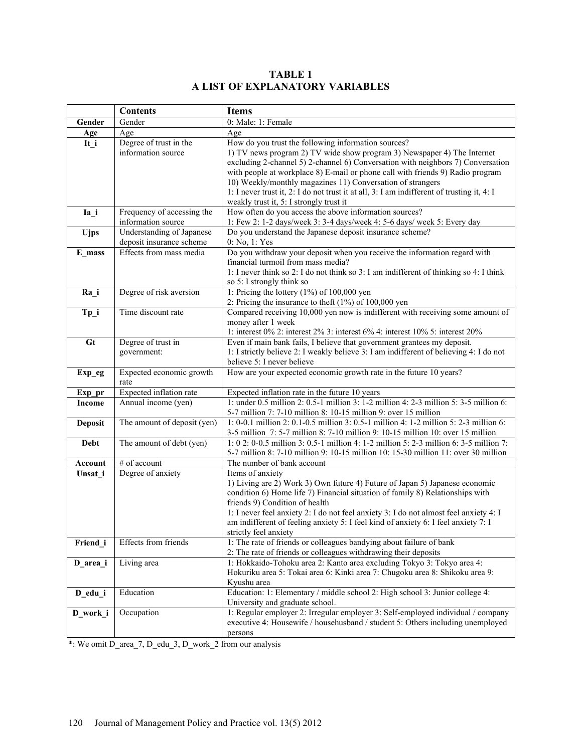**TABLE 1**
**A LIST OF EXPLANATORY VARIABLES**

| | **Contents** | **Items** |
|---|---|---|
| **Gender** | Gender | 0: Male: 1: Female |
| **Age** | Age | Age |
| **It_i** | Degree of trust in the information source | How do you trust the following information sources?<br>1) TV news program 2) TV wide show program 3) Newspaper 4) The Internet excluding 2-channel 5) 2-channel 6) Conversation with neighbors 7) Conversation with people at workplace 8) E-mail or phone call with friends 9) Radio program 10) Weekly/monthly magazines 11) Conversation of strangers<br>1: I never trust it, 2: I do not trust it at all, 3: I am indifferent of trusting it, 4: I weakly trust it, 5: I strongly trust it |
| **Ia_i** | Frequency of accessing the information source | How often do you access the above information sources?<br>1: Few 2: 1-2 days/week 3: 3-4 days/week 4: 5-6 days/ week 5: Every day |
| **Ujps** | Understanding of Japanese deposit insurance scheme | Do you understand the Japanese deposit insurance scheme?<br>0: No, 1: Yes |
| **E_mass** | Effects from mass media | Do you withdraw your deposit when you receive the information regard with financial turmoil from mass media?<br>1: I never think so 2: I do not think so 3: I am indifferent of thinking so 4: I think so 5: I strongly think so |
| **Ra_i** | Degree of risk aversion | 1: Pricing the lottery (1%) of 100,000 yen<br>2: Pricing the insurance to theft (1%) of 100,000 yen |
| **Tp_i** | Time discount rate | Compared receiving 10,000 yen now is indifferent with receiving some amount of money after 1 week<br>1: interest 0% 2: interest 2% 3: interest 6% 4: interest 10% 5: interest 20% |
| **Gt** | Degree of trust in government: | Even if main bank fails, I believe that government grantees my deposit.<br>1: I strictly believe 2: I weakly believe 3: I am indifferent of believing 4: I do not believe 5: I never believe |
| **Exp_eg** | Expected economic growth rate | How are your expected economic growth rate in the future 10 years? |
| **Exp_pr** | Expected inflation rate | Expected inflation rate in the future 10 years |
| **Income** | Annual income (yen) | 1: under 0.5 million 2: 0.5-1 million 3: 1-2 million 4: 2-3 million 5: 3-5 million 6: 5-7 million 7: 7-10 million 8: 10-15 million 9: over 15 million |
| **Deposit** | The amount of deposit (yen) | 1: 0-0.1 million 2: 0.1-0.5 million 3: 0.5-1 million 4: 1-2 million 5: 2-3 million 6: 3-5 million 7: 5-7 million 8: 7-10 million 9: 10-15 million 10: over 15 million |
| **Debt** | The amount of debt (yen) | 1: 0 2: 0-0.5 million 3: 0.5-1 million 4: 1-2 million 5: 2-3 million 6: 3-5 million 7: 5-7 million 8: 7-10 million 9: 10-15 million 10: 15-30 million 11: over 30 million |
| **Account** | # of account | The number of bank account |
| **Unsat_i** | Degree of anxiety | Items of anxiety<br>1) Living are 2) Work 3) Own future 4) Future of Japan 5) Japanese economic condition 6) Home life 7) Financial situation of family 8) Relationships with friends 9) Condition of health<br>1: I never feel anxiety 2: I do not feel anxiety 3: I do not almost feel anxiety 4: I am indifferent of feeling anxiety 5: I feel kind of anxiety 6: I feel anxiety 7: I strictly feel anxiety |
| **Friend_i** | Effects from friends | 1: The rate of friends or colleagues bandying about failure of bank<br>2: The rate of friends or colleagues withdrawing their deposits |
| **D_area_i** | Living area | 1: Hokkaido-Tohoku area 2: Kanto area excluding Tokyo 3: Tokyo area 4: Hokuriku area 5: Tokai area 6: Kinki area 7: Chugoku area 8: Shikoku area 9: Kyushu area |
| **D_edu_i** | Education | Education: 1: Elementary / middle school 2: High school 3: Junior college 4: University and graduate school. |
| **D_work_i** | Occupation | 1: Regular employer 2: Irregular employer 3: Self-employed individual / company executive 4: Housewife / househusband / student 5: Others including unemployed persons |

*: We omit D_area_7, D_edu_3, D_work_2 from our analysis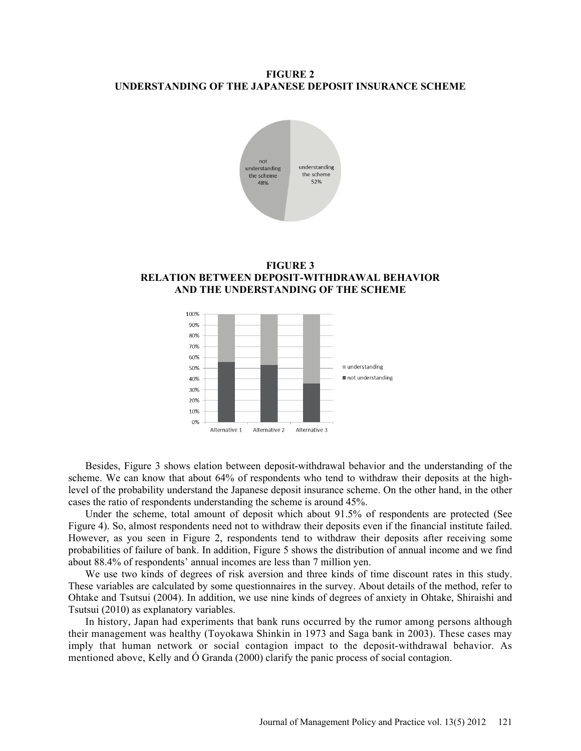**FIGURE 2**
**UNDERSTANDING OF THE JAPANESE DEPOSIT INSURANCE SCHEME**

not understanding the scheme 48%

understanding the scheme 52%

**FIGURE 3**
**RELATION BETWEEN DEPOSIT-WITHDRAWAL BEHAVIOR AND THE UNDERSTANDING OF THE SCHEME**

100%
90%
80%
70%
60%
50%
40%
30%
20%
10%
0%

Alternative 1 Alternative 2 Alternative 3

understanding
not understanding

Besides, Figure 3 shows elation between deposit-withdrawal behavior and the understanding of the scheme. We can know that about 64% of respondents who tend to withdraw their deposits at the high-level of the probability understand the Japanese deposit insurance scheme. On the other hand, in the other cases the ratio of respondents understanding the scheme is around 45%.

Under the scheme, total amount of deposit which about 91.5% of respondents are protected (See Figure 4). So, almost respondents need not to withdraw their deposits even if the financial institute failed. However, as you seen in Figure 2, respondents tend to withdraw their deposits after receiving some probabilities of failure of bank. In addition, Figure 5 shows the distribution of annual income and we find about 88.4% of respondents' annual incomes are less than 7 million yen.

We use two kinds of degrees of risk aversion and three kinds of time discount rates in this study. These variables are calculated by some questionnaires in the survey. About details of the method, refer to Ohtake and Tsutsui (2004). In addition, we use nine kinds of degrees of anxiety in Ohtake, Shiraishi and Tsutsui (2010) as explanatory variables.

In history, Japan had experiments that bank runs occurred by the rumor among persons although their management was healthy (Toyokawa Shinkin in 1973 and Saga bank in 2003). These cases may imply that human network or social contagion impact to the deposit-withdrawal behavior. As mentioned above, Kelly and Ó Granda (2000) clarify the panic process of social contagion.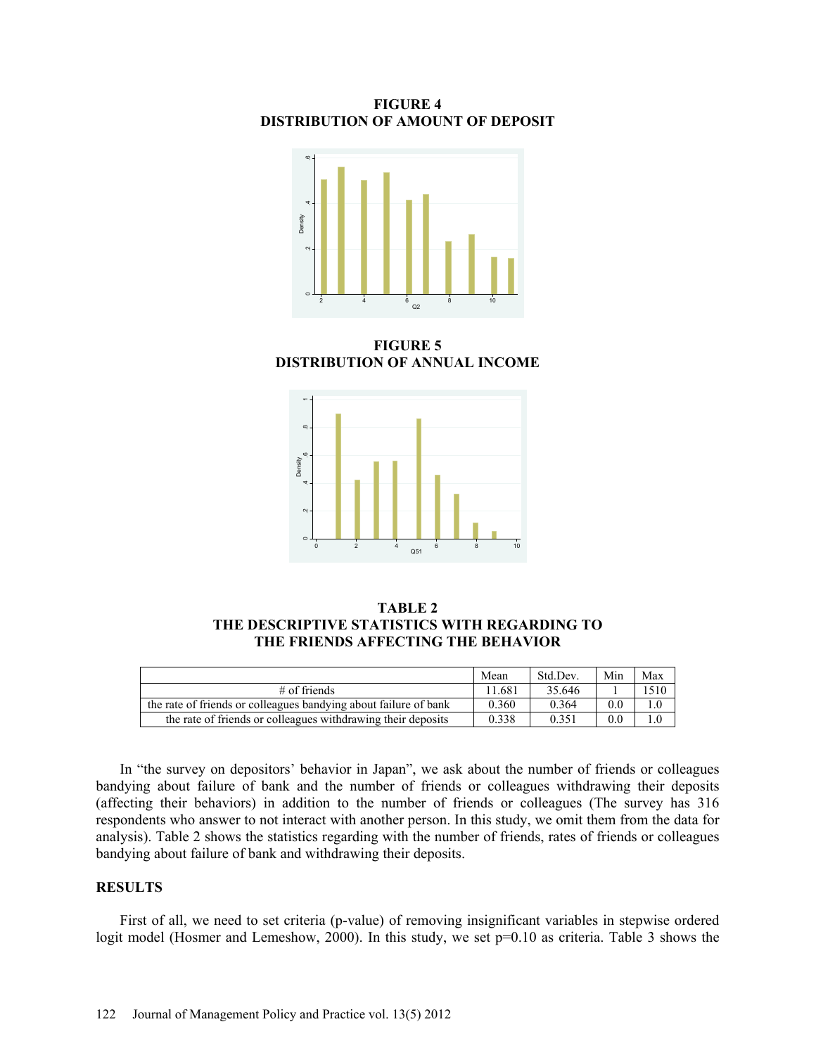**FIGURE 4**
**DISTRIBUTION OF AMOUNT OF DEPOSIT**

Density

0 .2 .4 .6

2 4 6 8 10

Q2

**FIGURE 5**
**DISTRIBUTION OF ANNUAL INCOME**

Density

0 .2 .4 .6 .8 1

0 2 4 6 8 10

Q51

**TABLE 2**
**THE DESCRIPTIVE STATISTICS WITH REGARDING TO THE FRIENDS AFFECTING THE BEHAVIOR**

| | Mean | Std.Dev. | Min | Max |
|---|---|---|---|---|
| # of friends | 11.681 | 35.646 | 1 | 1510 |
| the rate of friends or colleagues bandying about failure of bank | 0.360 | 0.364 | 0.0 | 1.0 |
| the rate of friends or colleagues withdrawing their deposits | 0.338 | 0.351 | 0.0 | 1.0 |

In "the survey on depositors' behavior in Japan", we ask about the number of friends or colleagues bandying about failure of bank and the number of friends or colleagues withdrawing their deposits (affecting their behaviors) in addition to the number of friends or colleagues (The survey has 316 respondents who answer to not interact with another person. In this study, we omit them from the data for analysis). Table 2 shows the statistics regarding with the number of friends, rates of friends or colleagues bandying about failure of bank and withdrawing their deposits.

## RESULTS

First of all, we need to set criteria (p-value) of removing insignificant variables in stepwise ordered logit model (Hosmer and Lemeshow, 2000). In this study, we set p=0.10 as criteria. Table 3 shows the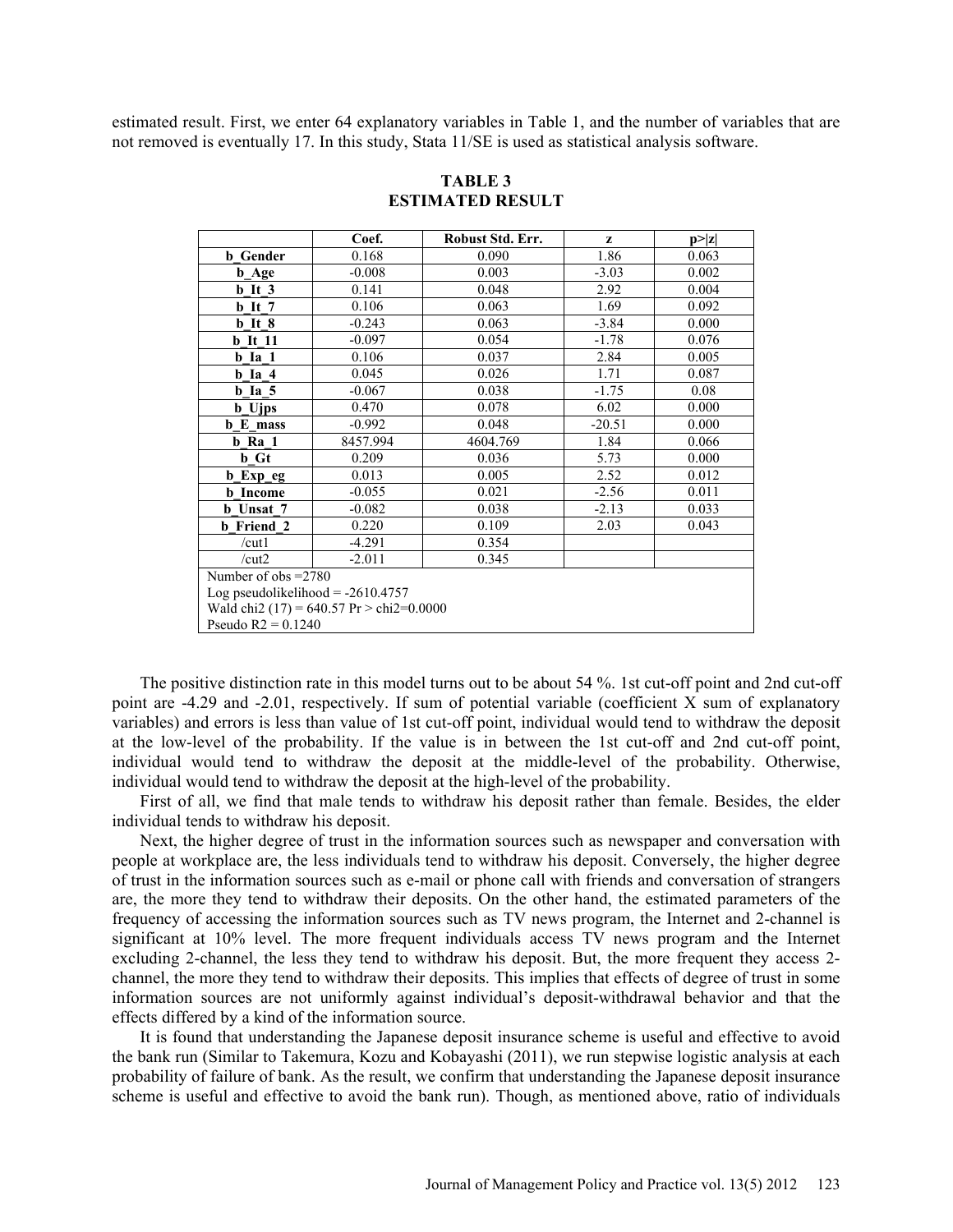estimated result. First, we enter 64 explanatory variables in Table 1, and the number of variables that are not removed is eventually 17. In this study, Stata 11/SE is used as statistical analysis software.

**TABLE 3**
**ESTIMATED RESULT**

| | Coef. | Robust Std. Err. | z | p>\|z\| |
|---|---|---|---|---|
| **b_Gender** | 0.168 | 0.090 | 1.86 | 0.063 |
| **b_Age** | -0.008 | 0.003 | -3.03 | 0.002 |
| **b_It_3** | 0.141 | 0.048 | 2.92 | 0.004 |
| **b_It_7** | 0.106 | 0.063 | 1.69 | 0.092 |
| **b_It_8** | -0.243 | 0.063 | -3.84 | 0.000 |
| **b_It_11** | -0.097 | 0.054 | -1.78 | 0.076 |
| **b_Ia_1** | 0.106 | 0.037 | 2.84 | 0.005 |
| **b_Ia_4** | 0.045 | 0.026 | 1.71 | 0.087 |
| **b_Ia_5** | -0.067 | 0.038 | -1.75 | 0.08 |
| **b_Ujps** | 0.470 | 0.078 | 6.02 | 0.000 |
| **b_E_mass** | -0.992 | 0.048 | -20.51 | 0.000 |
| **b_Ra_1** | 8457.994 | 4604.769 | 1.84 | 0.066 |
| **b_Gt** | 0.209 | 0.036 | 5.73 | 0.000 |
| **b_Exp_eg** | 0.013 | 0.005 | 2.52 | 0.012 |
| **b_Income** | -0.055 | 0.021 | -2.56 | 0.011 |
| **b_Unsat_7** | -0.082 | 0.038 | -2.13 | 0.033 |
| **b_Friend_2** | 0.220 | 0.109 | 2.03 | 0.043 |
| /cut1 | -4.291 | 0.354 | | |
| /cut2 | -2.011 | 0.345 | | |
| Number of obs =2780<br>Log pseudolikelihood = -2610.4757<br>Wald chi2 (17) = 640.57 Pr > chi2=0.0000<br>Pseudo R2 = 0.1240 | | | | |

The positive distinction rate in this model turns out to be about 54 %. 1st cut-off point and 2nd cut-off point are -4.29 and -2.01, respectively. If sum of potential variable (coefficient X sum of explanatory variables) and errors is less than value of 1st cut-off point, individual would tend to withdraw the deposit at the low-level of the probability. If the value is in between the 1st cut-off and 2nd cut-off point, individual would tend to withdraw the deposit at the middle-level of the probability. Otherwise, individual would tend to withdraw the deposit at the high-level of the probability.

First of all, we find that male tends to withdraw his deposit rather than female. Besides, the elder individual tends to withdraw his deposit.

Next, the higher degree of trust in the information sources such as newspaper and conversation with people at workplace are, the less individuals tend to withdraw his deposit. Conversely, the higher degree of trust in the information sources such as e-mail or phone call with friends and conversation of strangers are, the more they tend to withdraw their deposits. On the other hand, the estimated parameters of the frequency of accessing the information sources such as TV news program, the Internet and 2-channel is significant at 10% level. The more frequent individuals access TV news program and the Internet excluding 2-channel, the less they tend to withdraw his deposit. But, the more frequent they access 2-channel, the more they tend to withdraw their deposits. This implies that effects of degree of trust in some information sources are not uniformly against individual's deposit-withdrawal behavior and that the effects differed by a kind of the information source.

It is found that understanding the Japanese deposit insurance scheme is useful and effective to avoid the bank run (Similar to Takemura, Kozu and Kobayashi (2011), we run stepwise logistic analysis at each probability of failure of bank. As the result, we confirm that understanding the Japanese deposit insurance scheme is useful and effective to avoid the bank run). Though, as mentioned above, ratio of individuals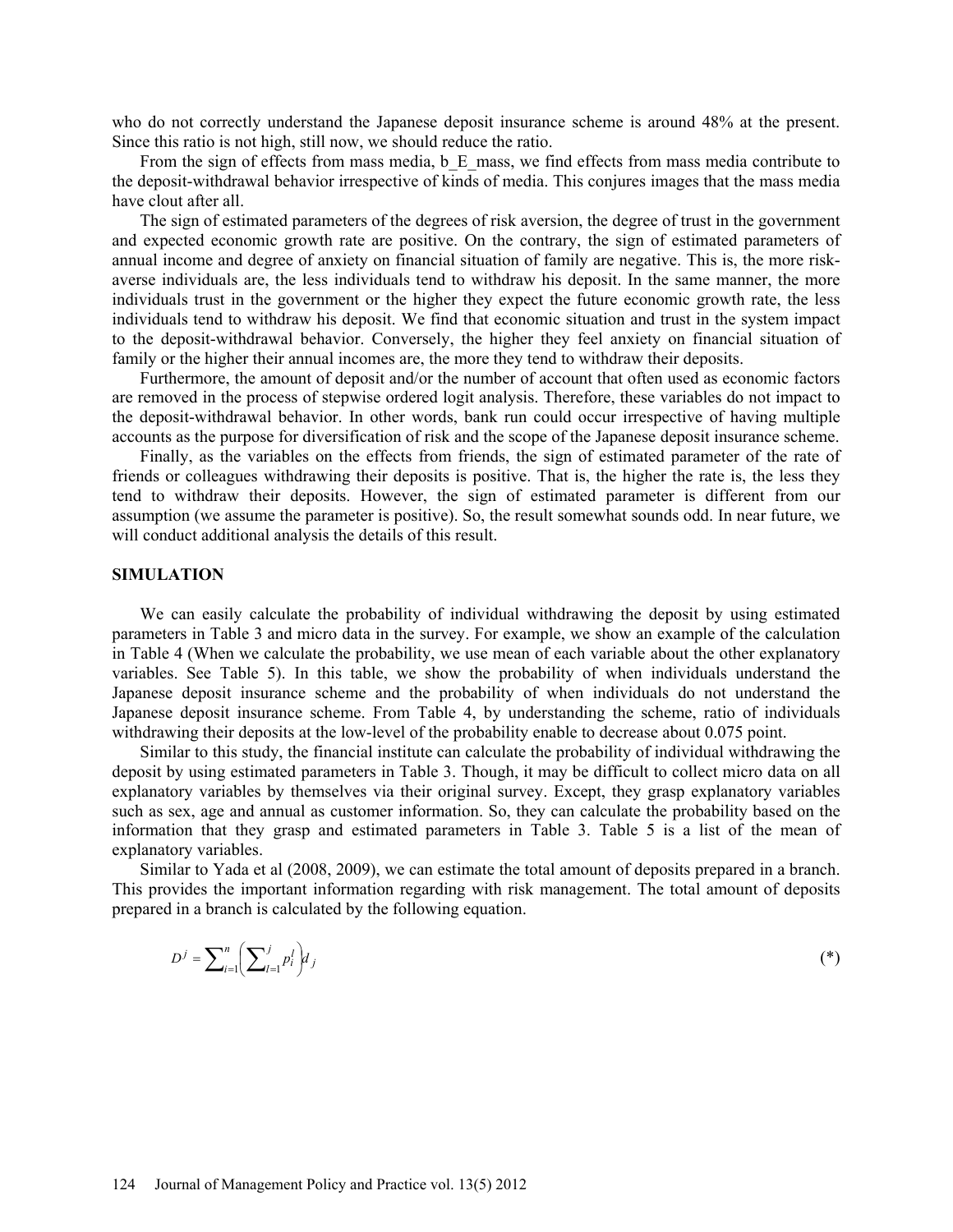who do not correctly understand the Japanese deposit insurance scheme is around 48% at the present. Since this ratio is not high, still now, we should reduce the ratio.

From the sign of effects from mass media, b_E_mass, we find effects from mass media contribute to the deposit-withdrawal behavior irrespective of kinds of media. This conjures images that the mass media have clout after all.

The sign of estimated parameters of the degrees of risk aversion, the degree of trust in the government and expected economic growth rate are positive. On the contrary, the sign of estimated parameters of annual income and degree of anxiety on financial situation of family are negative. This is, the more risk-averse individuals are, the less individuals tend to withdraw his deposit. In the same manner, the more individuals trust in the government or the higher they expect the future economic growth rate, the less individuals tend to withdraw his deposit. We find that economic situation and trust in the system impact to the deposit-withdrawal behavior. Conversely, the higher they feel anxiety on financial situation of family or the higher their annual incomes are, the more they tend to withdraw their deposits.

Furthermore, the amount of deposit and/or the number of account that often used as economic factors are removed in the process of stepwise ordered logit analysis. Therefore, these variables do not impact to the deposit-withdrawal behavior. In other words, bank run could occur irrespective of having multiple accounts as the purpose for diversification of risk and the scope of the Japanese deposit insurance scheme.

Finally, as the variables on the effects from friends, the sign of estimated parameter of the rate of friends or colleagues withdrawing their deposits is positive. That is, the higher the rate is, the less they tend to withdraw their deposits. However, the sign of estimated parameter is different from our assumption (we assume the parameter is positive). So, the result somewhat sounds odd. In near future, we will conduct additional analysis the details of this result.

## SIMULATION

We can easily calculate the probability of individual withdrawing the deposit by using estimated parameters in Table 3 and micro data in the survey. For example, we show an example of the calculation in Table 4 (When we calculate the probability, we use mean of each variable about the other explanatory variables. See Table 5). In this table, we show the probability of when individuals understand the Japanese deposit insurance scheme and the probability of when individuals do not understand the Japanese deposit insurance scheme. From Table 4, by understanding the scheme, ratio of individuals withdrawing their deposits at the low-level of the probability enable to decrease about 0.075 point.

Similar to this study, the financial institute can calculate the probability of individual withdrawing the deposit by using estimated parameters in Table 3. Though, it may be difficult to collect micro data on all explanatory variables by themselves via their original survey. Except, they grasp explanatory variables such as sex, age and annual as customer information. So, they can calculate the probability based on the information that they grasp and estimated parameters in Table 3. Table 5 is a list of the mean of explanatory variables.

Similar to Yada et al (2008, 2009), we can estimate the total amount of deposits prepared in a branch. This provides the important information regarding with risk management. The total amount of deposits prepared in a branch is calculated by the following equation.

$$D^j = \sum_{i=1}^{n}\left(\sum_{l=1}^{j} p_i^l\right)d_j \qquad (*)$$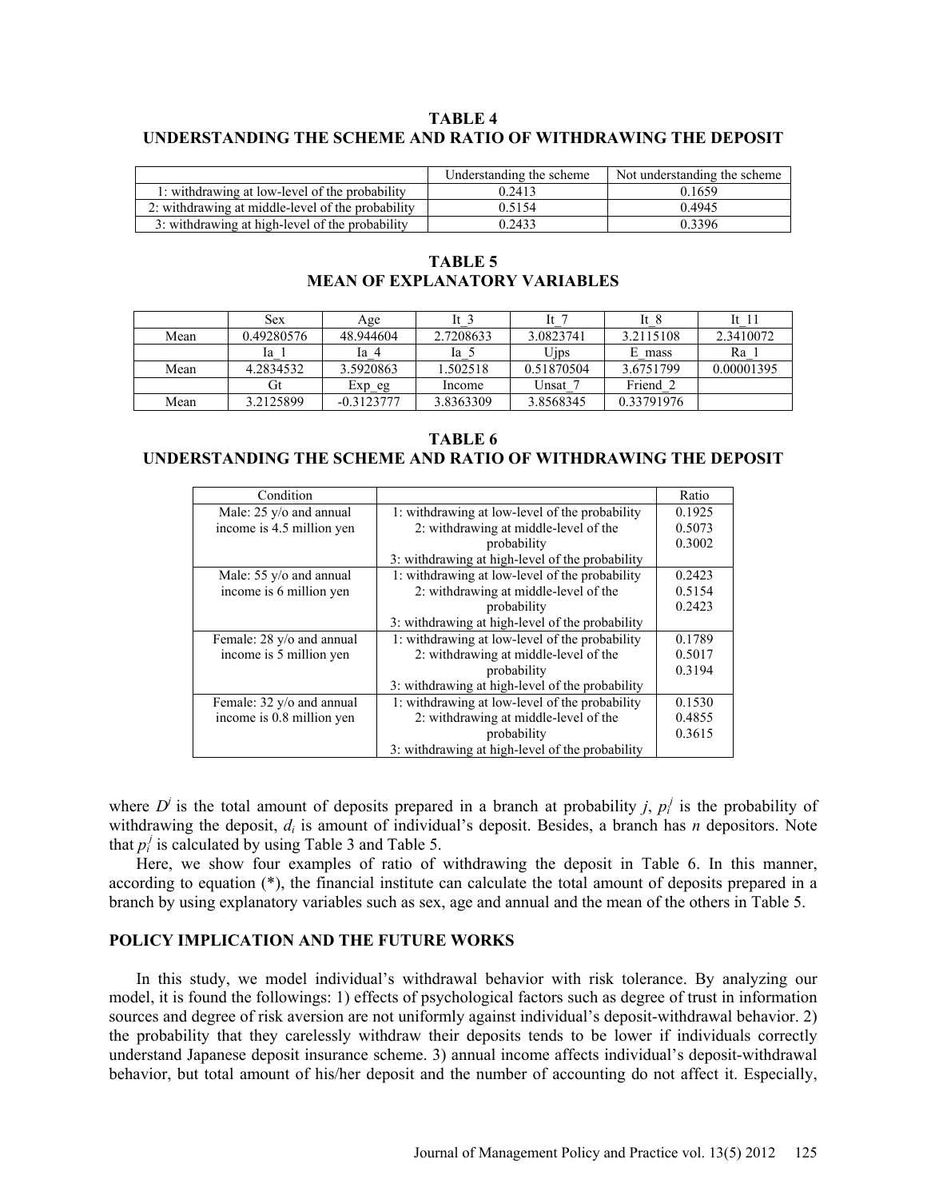**TABLE 4**
**UNDERSTANDING THE SCHEME AND RATIO OF WITHDRAWING THE DEPOSIT**

| | Understanding the scheme | Not understanding the scheme |
|---|---|---|
| 1: withdrawing at low-level of the probability | 0.2413 | 0.1659 |
| 2: withdrawing at middle-level of the probability | 0.5154 | 0.4945 |
| 3: withdrawing at high-level of the probability | 0.2433 | 0.3396 |

**TABLE 5**
**MEAN OF EXPLANATORY VARIABLES**

| | Sex | Age | It_3 | It_7 | It_8 | It_11 |
|---|---|---|---|---|---|---|
| Mean | 0.49280576 | 48.944604 | 2.7208633 | 3.0823741 | 3.2115108 | 2.3410072 |
| | Ia_1 | Ia_4 | Ia_5 | Ujps | E_mass | Ra_1 |
| Mean | 4.2834532 | 3.5920863 | 1.502518 | 0.51870504 | 3.6751799 | 0.00001395 |
| | Gt | Exp_eg | Income | Unsat_7 | Friend_2 | |
| Mean | 3.2125899 | -0.3123777 | 3.8363309 | 3.8568345 | 0.33791976 | |

**TABLE 6**
**UNDERSTANDING THE SCHEME AND RATIO OF WITHDRAWING THE DEPOSIT**

| Condition | | Ratio |
|---|---|---|
| Male: 25 y/o and annual income is 4.5 million yen | 1: withdrawing at low-level of the probability<br>2: withdrawing at middle-level of the probability<br>3: withdrawing at high-level of the probability | 0.1925<br>0.5073<br>0.3002 |
| Male: 55 y/o and annual income is 6 million yen | 1: withdrawing at low-level of the probability<br>2: withdrawing at middle-level of the probability<br>3: withdrawing at high-level of the probability | 0.2423<br>0.5154<br>0.2423 |
| Female: 28 y/o and annual income is 5 million yen | 1: withdrawing at low-level of the probability<br>2: withdrawing at middle-level of the probability<br>3: withdrawing at high-level of the probability | 0.1789<br>0.5017<br>0.3194 |
| Female: 32 y/o and annual income is 0.8 million yen | 1: withdrawing at low-level of the probability<br>2: withdrawing at middle-level of the probability<br>3: withdrawing at high-level of the probability | 0.1530<br>0.4855<br>0.3615 |

where $D^j$ is the total amount of deposits prepared in a branch at probability $j$, $p_i^j$ is the probability of withdrawing the deposit, $d_i$ is amount of individual's deposit. Besides, a branch has $n$ depositors. Note that $p_i^j$ is calculated by using Table 3 and Table 5.

Here, we show four examples of ratio of withdrawing the deposit in Table 6. In this manner, according to equation (*), the financial institute can calculate the total amount of deposits prepared in a branch by using explanatory variables such as sex, age and annual and the mean of the others in Table 5.

## POLICY IMPLICATION AND THE FUTURE WORKS

In this study, we model individual's withdrawal behavior with risk tolerance. By analyzing our model, it is found the followings: 1) effects of psychological factors such as degree of trust in information sources and degree of risk aversion are not uniformly against individual's deposit-withdrawal behavior. 2) the probability that they carelessly withdraw their deposits tends to be lower if individuals correctly understand Japanese deposit insurance scheme. 3) annual income affects individual's deposit-withdrawal behavior, but total amount of his/her deposit and the number of accounting do not affect it. Especially,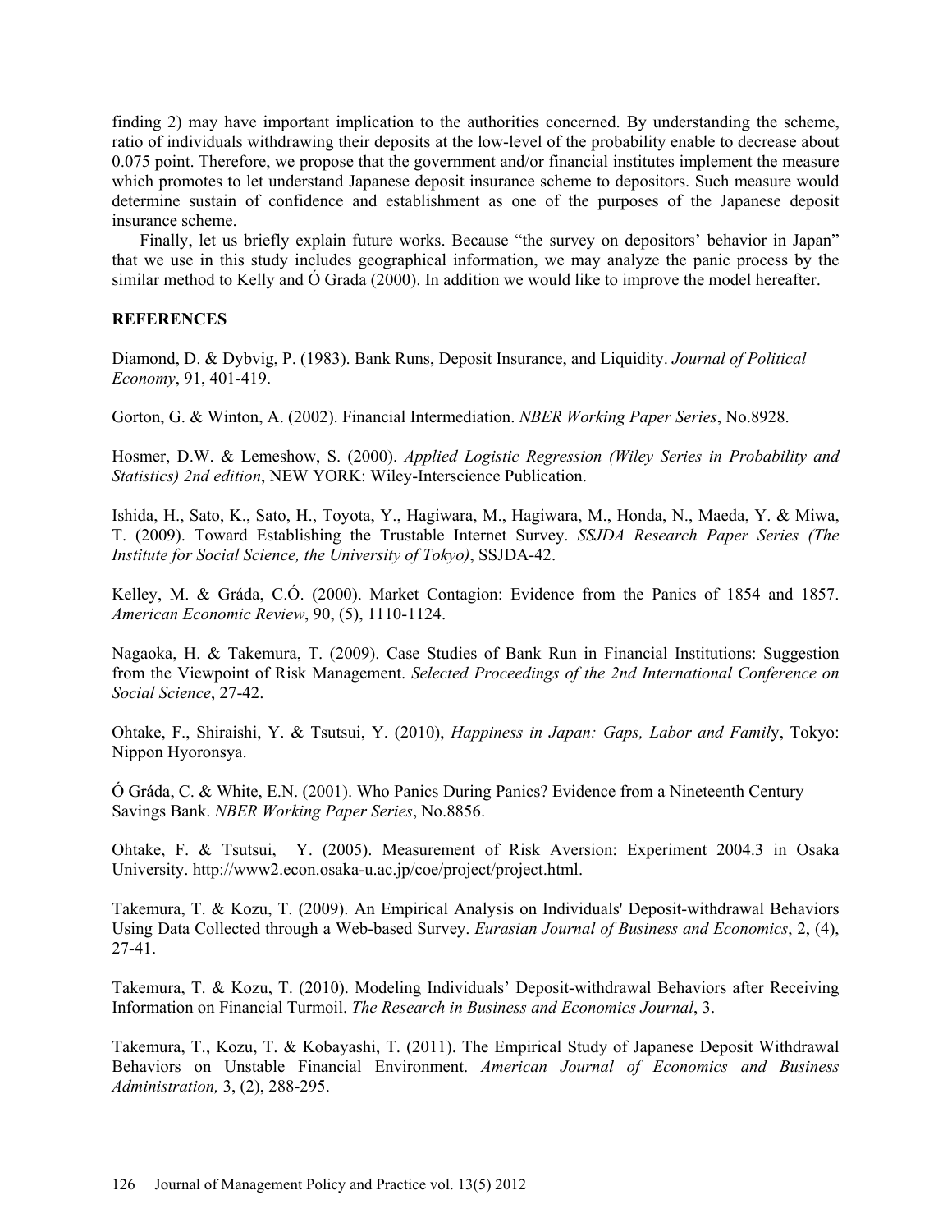finding 2) may have important implication to the authorities concerned. By understanding the scheme, ratio of individuals withdrawing their deposits at the low-level of the probability enable to decrease about 0.075 point. Therefore, we propose that the government and/or financial institutes implement the measure which promotes to let understand Japanese deposit insurance scheme to depositors. Such measure would determine sustain of confidence and establishment as one of the purposes of the Japanese deposit insurance scheme.

Finally, let us briefly explain future works. Because "the survey on depositors' behavior in Japan" that we use in this study includes geographical information, we may analyze the panic process by the similar method to Kelly and Ó Grada (2000). In addition we would like to improve the model hereafter.

## REFERENCES

Diamond, D. & Dybvig, P. (1983). Bank Runs, Deposit Insurance, and Liquidity. *Journal of Political Economy*, 91, 401-419.

Gorton, G. & Winton, A. (2002). Financial Intermediation. *NBER Working Paper Series*, No.8928.

Hosmer, D.W. & Lemeshow, S. (2000). *Applied Logistic Regression (Wiley Series in Probability and Statistics) 2nd edition*, NEW YORK: Wiley-Interscience Publication.

Ishida, H., Sato, K., Sato, H., Toyota, Y., Hagiwara, M., Hagiwara, M., Honda, N., Maeda, Y. & Miwa, T. (2009). Toward Establishing the Trustable Internet Survey. *SSJDA Research Paper Series (The Institute for Social Science, the University of Tokyo)*, SSJDA-42.

Kelley, M. & Gráda, C.Ó. (2000). Market Contagion: Evidence from the Panics of 1854 and 1857. *American Economic Review*, 90, (5), 1110-1124.

Nagaoka, H. & Takemura, T. (2009). Case Studies of Bank Run in Financial Institutions: Suggestion from the Viewpoint of Risk Management. *Selected Proceedings of the 2nd International Conference on Social Science*, 27-42.

Ohtake, F., Shiraishi, Y. & Tsutsui, Y. (2010), *Happiness in Japan: Gaps, Labor and Family*, Tokyo: Nippon Hyoronsya.

Ó Gráda, C. & White, E.N. (2001). Who Panics During Panics? Evidence from a Nineteenth Century Savings Bank. *NBER Working Paper Series*, No.8856.

Ohtake, F. & Tsutsui, Y. (2005). Measurement of Risk Aversion: Experiment 2004.3 in Osaka University. http://www2.econ.osaka-u.ac.jp/coe/project/project.html.

Takemura, T. & Kozu, T. (2009). An Empirical Analysis on Individuals' Deposit-withdrawal Behaviors Using Data Collected through a Web-based Survey. *Eurasian Journal of Business and Economics*, 2, (4), 27-41.

Takemura, T. & Kozu, T. (2010). Modeling Individuals' Deposit-withdrawal Behaviors after Receiving Information on Financial Turmoil. *The Research in Business and Economics Journal*, 3.

Takemura, T., Kozu, T. & Kobayashi, T. (2011). The Empirical Study of Japanese Deposit Withdrawal Behaviors on Unstable Financial Environment. *American Journal of Economics and Business Administration,* 3, (2), 288-295.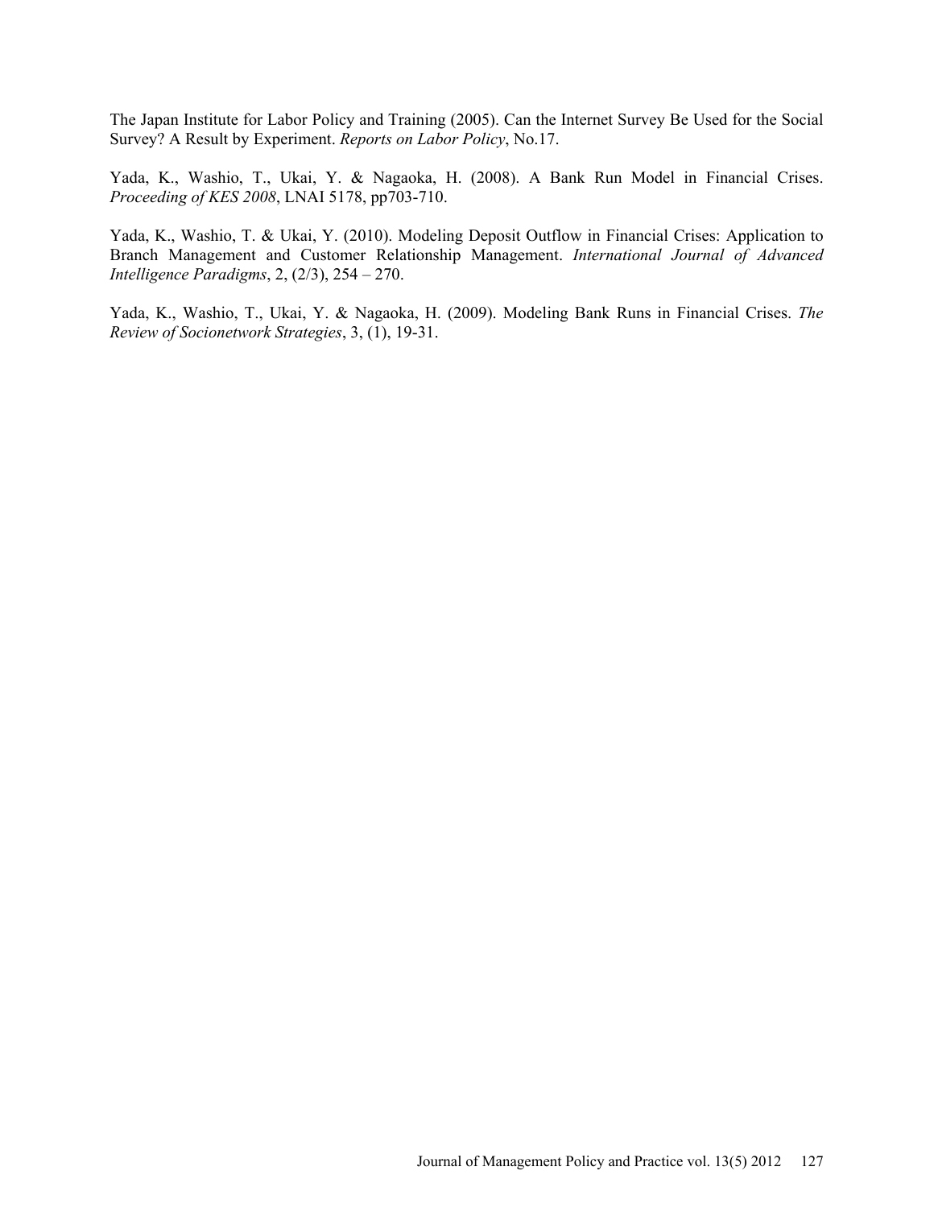The Japan Institute for Labor Policy and Training (2005). Can the Internet Survey Be Used for the Social Survey? A Result by Experiment. *Reports on Labor Policy*, No.17.

Yada, K., Washio, T., Ukai, Y. & Nagaoka, H. (2008). A Bank Run Model in Financial Crises. *Proceeding of KES 2008*, LNAI 5178, pp703-710.

Yada, K., Washio, T. & Ukai, Y. (2010). Modeling Deposit Outflow in Financial Crises: Application to Branch Management and Customer Relationship Management. *International Journal of Advanced Intelligence Paradigms*, 2, (2/3), 254 – 270.

Yada, K., Washio, T., Ukai, Y. & Nagaoka, H. (2009). Modeling Bank Runs in Financial Crises. *The Review of Socionetwork Strategies*, 3, (1), 19-31.